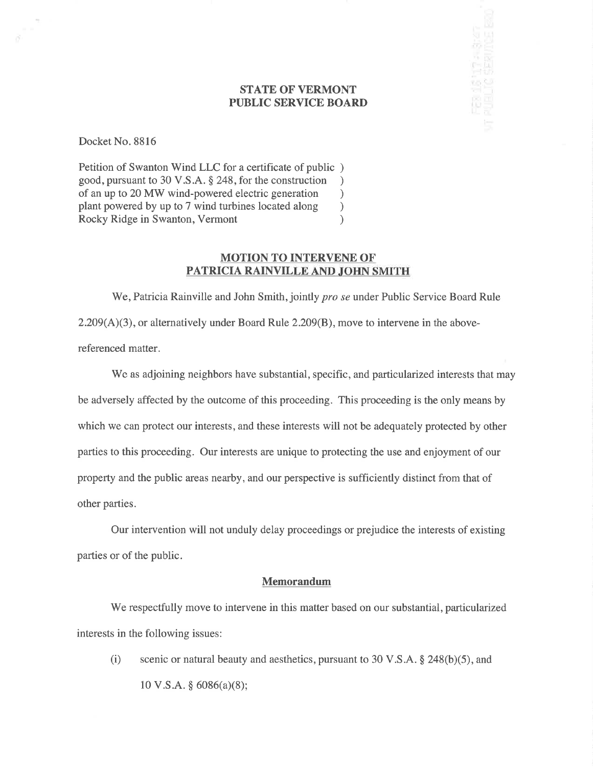**STATE OF VERMONT**
**PUBLIC SERVICE BOARD**

Docket No. 8816

Petition of Swanton Wind LLC for a certificate of public )
good, pursuant to 30 V.S.A. § 248, for the construction )
of an up to 20 MW wind-powered electric generation )
plant powered by up to 7 wind turbines located along )
Rocky Ridge in Swanton, Vermont )

## MOTION TO INTERVENE OF PATRICIA RAINVILLE AND JOHN SMITH

We, Patricia Rainville and John Smith, jointly *pro se* under Public Service Board Rule 2.209(A)(3), or alternatively under Board Rule 2.209(B), move to intervene in the above-referenced matter.

We as adjoining neighbors have substantial, specific, and particularized interests that may be adversely affected by the outcome of this proceeding. This proceeding is the only means by which we can protect our interests, and these interests will not be adequately protected by other parties to this proceeding. Our interests are unique to protecting the use and enjoyment of our property and the public areas nearby, and our perspective is sufficiently distinct from that of other parties.

Our intervention will not unduly delay proceedings or prejudice the interests of existing parties or of the public.

### Memorandum

We respectfully move to intervene in this matter based on our substantial, particularized interests in the following issues:

(i) scenic or natural beauty and aesthetics, pursuant to 30 V.S.A. § 248(b)(5), and 10 V.S.A. § 6086(a)(8);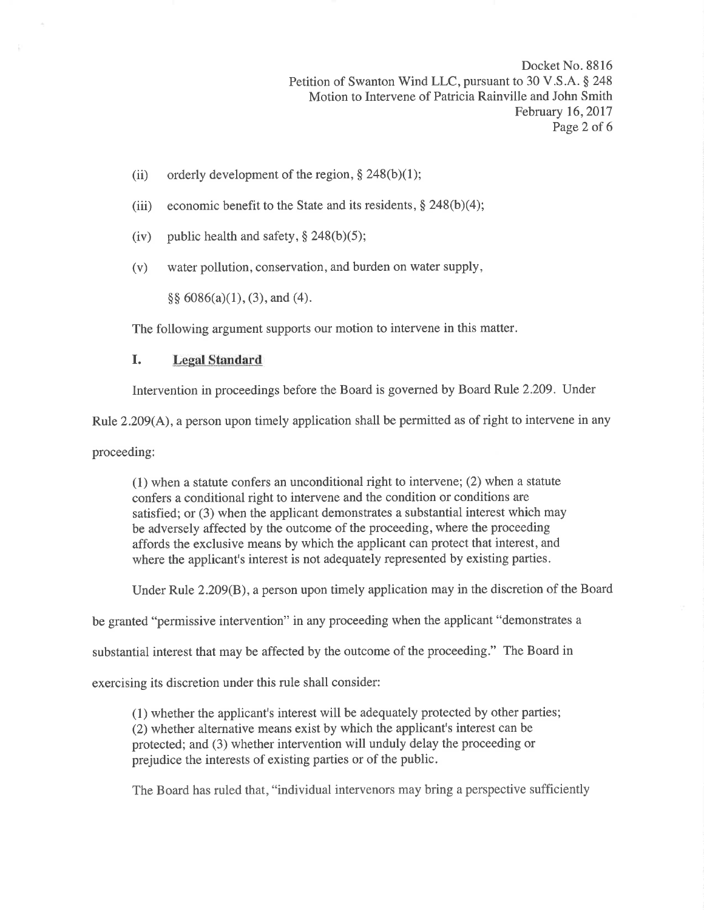(ii) orderly development of the region, § 248(b)(1);

(iii) economic benefit to the State and its residents, § 248(b)(4);

(iv) public health and safety, § 248(b)(5);

(v) water pollution, conservation, and burden on water supply,

§§ 6086(a)(1), (3), and (4).

The following argument supports our motion to intervene in this matter.

## I. Legal Standard

Intervention in proceedings before the Board is governed by Board Rule 2.209. Under Rule 2.209(A), a person upon timely application shall be permitted as of right to intervene in any proceeding:

> (1) when a statute confers an unconditional right to intervene; (2) when a statute confers a conditional right to intervene and the condition or conditions are satisfied; or (3) when the applicant demonstrates a substantial interest which may be adversely affected by the outcome of the proceeding, where the proceeding affords the exclusive means by which the applicant can protect that interest, and where the applicant's interest is not adequately represented by existing parties.

Under Rule 2.209(B), a person upon timely application may in the discretion of the Board be granted "permissive intervention" in any proceeding when the applicant "demonstrates a substantial interest that may be affected by the outcome of the proceeding." The Board in exercising its discretion under this rule shall consider:

> (1) whether the applicant's interest will be adequately protected by other parties; (2) whether alternative means exist by which the applicant's interest can be protected; and (3) whether intervention will unduly delay the proceeding or prejudice the interests of existing parties or of the public.

The Board has ruled that, "individual intervenors may bring a perspective sufficiently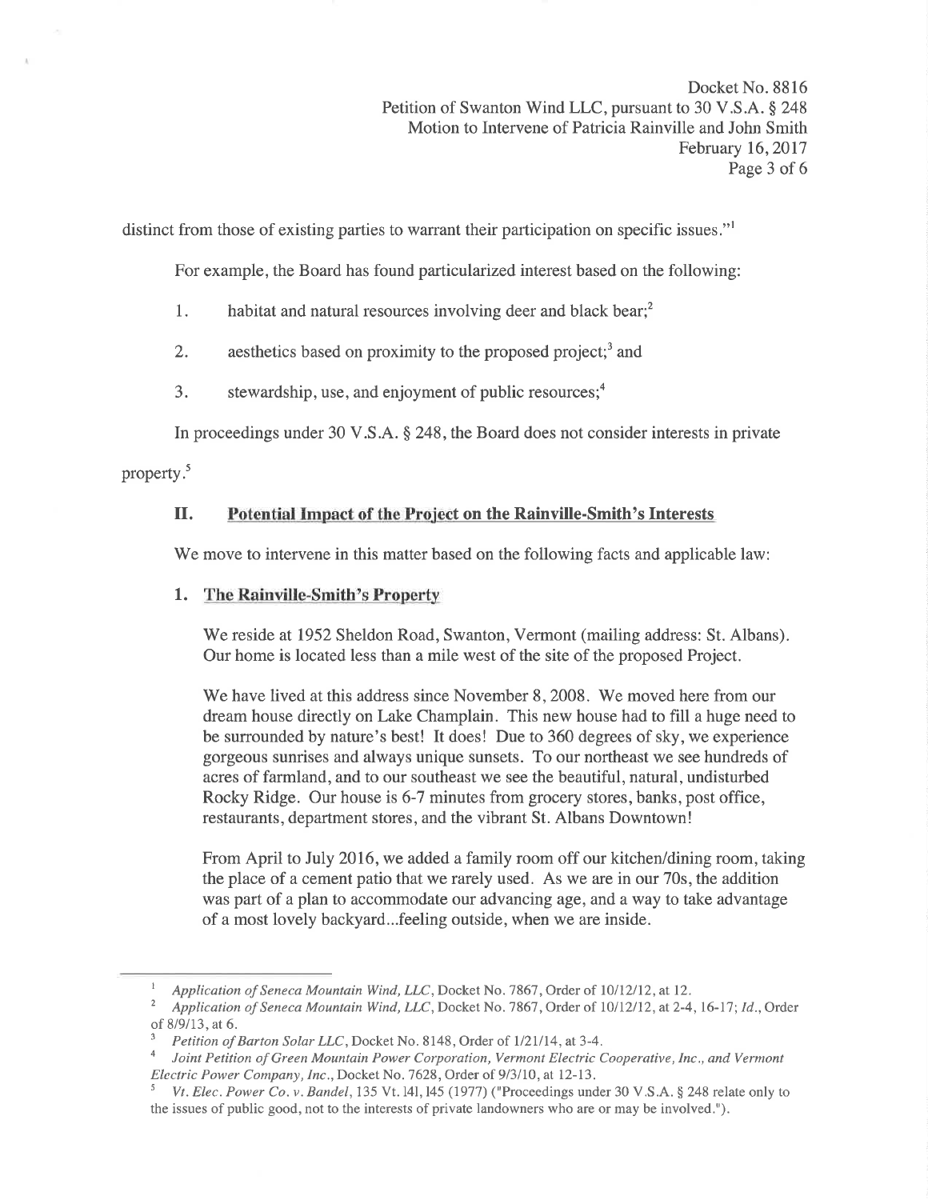distinct from those of existing parties to warrant their participation on specific issues."[1]

For example, the Board has found particularized interest based on the following:

1. habitat and natural resources involving deer and black bear;[2]

2. aesthetics based on proximity to the proposed project;[3] and

3. stewardship, use, and enjoyment of public resources;[4]

In proceedings under 30 V.S.A. § 248, the Board does not consider interests in private property.[5]

## II. Potential Impact of the Project on the Rainville-Smith's Interests

We move to intervene in this matter based on the following facts and applicable law:

### 1. The Rainville-Smith's Property

We reside at 1952 Sheldon Road, Swanton, Vermont (mailing address: St. Albans). Our home is located less than a mile west of the site of the proposed Project.

We have lived at this address since November 8, 2008. We moved here from our dream house directly on Lake Champlain. This new house had to fill a huge need to be surrounded by nature's best! It does! Due to 360 degrees of sky, we experience gorgeous sunrises and always unique sunsets. To our northeast we see hundreds of acres of farmland, and to our southeast we see the beautiful, natural, undisturbed Rocky Ridge. Our house is 6-7 minutes from grocery stores, banks, post office, restaurants, department stores, and the vibrant St. Albans Downtown!

From April to July 2016, we added a family room off our kitchen/dining room, taking the place of a cement patio that we rarely used. As we are in our 70s, the addition was part of a plan to accommodate our advancing age, and a way to take advantage of a most lovely backyard...feeling outside, when we are inside.

---

[1] *Application of Seneca Mountain Wind, LLC*, Docket No. 7867, Order of 10/12/12, at 12.

[2] *Application of Seneca Mountain Wind, LLC*, Docket No. 7867, Order of 10/12/12, at 2-4, 16-17; *Id.*, Order of 8/9/13, at 6.

[3] *Petition of Barton Solar LLC*, Docket No. 8148, Order of 1/21/14, at 3-4.

[4] *Joint Petition of Green Mountain Power Corporation, Vermont Electric Cooperative, Inc., and Vermont Electric Power Company, Inc.*, Docket No. 7628, Order of 9/3/10, at 12-13.

[5] *Vt. Elec. Power Co. v. Bandel*, 135 Vt. 141, 145 (1977) ("Proceedings under 30 V.S.A. § 248 relate only to the issues of public good, not to the interests of private landowners who are or may be involved.").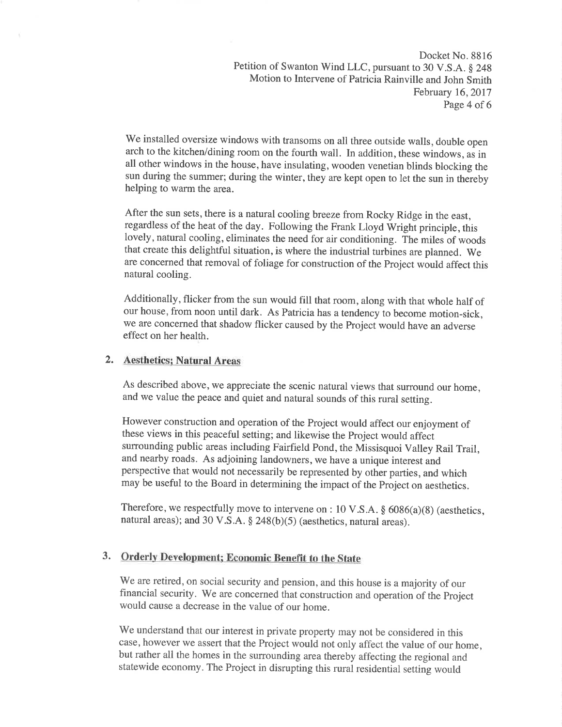We installed oversize windows with transoms on all three outside walls, double open arch to the kitchen/dining room on the fourth wall. In addition, these windows, as in all other windows in the house, have insulating, wooden venetian blinds blocking the sun during the summer; during the winter, they are kept open to let the sun in thereby helping to warm the area.

After the sun sets, there is a natural cooling breeze from Rocky Ridge in the east, regardless of the heat of the day. Following the Frank Lloyd Wright principle, this lovely, natural cooling, eliminates the need for air conditioning. The miles of woods that create this delightful situation, is where the industrial turbines are planned. We are concerned that removal of foliage for construction of the Project would affect this natural cooling.

Additionally, flicker from the sun would fill that room, along with that whole half of our house, from noon until dark. As Patricia has a tendency to become motion-sick, we are concerned that shadow flicker caused by the Project would have an adverse effect on her health.

## 2. Aesthetics; Natural Areas

As described above, we appreciate the scenic natural views that surround our home, and we value the peace and quiet and natural sounds of this rural setting.

However construction and operation of the Project would affect our enjoyment of these views in this peaceful setting; and likewise the Project would affect surrounding public areas including Fairfield Pond, the Missisquoi Valley Rail Trail, and nearby roads. As adjoining landowners, we have a unique interest and perspective that would not necessarily be represented by other parties, and which may be useful to the Board in determining the impact of the Project on aesthetics.

Therefore, we respectfully move to intervene on : 10 V.S.A. § 6086(a)(8) (aesthetics, natural areas); and 30 V.S.A. § 248(b)(5) (aesthetics, natural areas).

## 3. Orderly Development; Economic Benefit to the State

We are retired, on social security and pension, and this house is a majority of our financial security. We are concerned that construction and operation of the Project would cause a decrease in the value of our home.

We understand that our interest in private property may not be considered in this case, however we assert that the Project would not only affect the value of our home, but rather all the homes in the surrounding area thereby affecting the regional and statewide economy. The Project in disrupting this rural residential setting would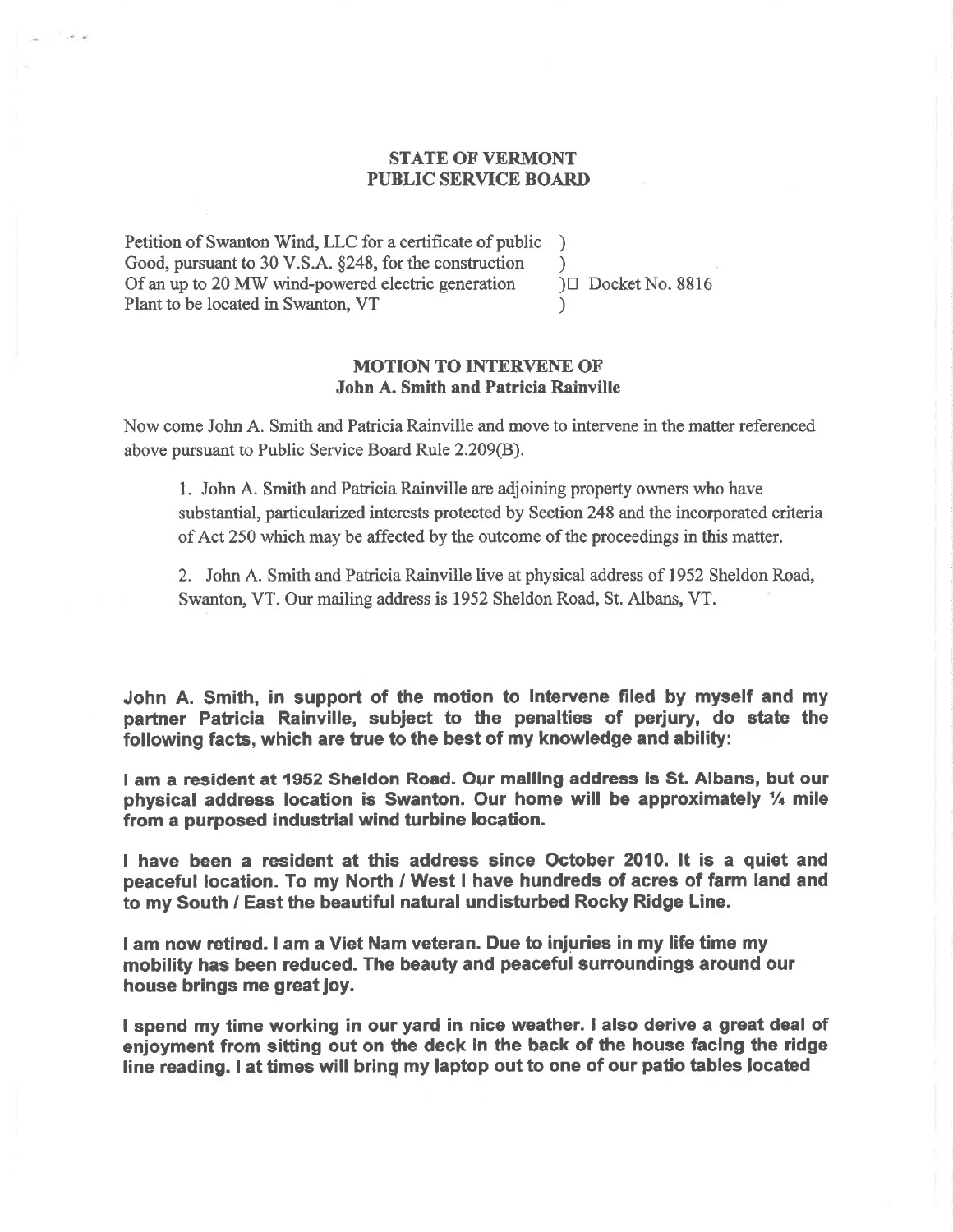**STATE OF VERMONT**
**PUBLIC SERVICE BOARD**

Petition of Swanton Wind, LLC for a certificate of public )
Good, pursuant to 30 V.S.A. §248, for the construction )
Of an up to 20 MW wind-powered electric generation ) Docket No. 8816
Plant to be located in Swanton, VT )

**MOTION TO INTERVENE OF**
**John A. Smith and Patricia Rainville**

Now come John A. Smith and Patricia Rainville and move to intervene in the matter referenced above pursuant to Public Service Board Rule 2.209(B).

1. John A. Smith and Patricia Rainville are adjoining property owners who have substantial, particularized interests protected by Section 248 and the incorporated criteria of Act 250 which may be affected by the outcome of the proceedings in this matter.

2. John A. Smith and Patricia Rainville live at physical address of 1952 Sheldon Road, Swanton, VT. Our mailing address is 1952 Sheldon Road, St. Albans, VT.

**John A. Smith, in support of the motion to Intervene filed by myself and my partner Patricia Rainville, subject to the penalties of perjury, do state the following facts, which are true to the best of my knowledge and ability:**

**I am a resident at 1952 Sheldon Road. Our mailing address is St. Albans, but our physical address location is Swanton. Our home will be approximately ¼ mile from a purposed industrial wind turbine location.**

**I have been a resident at this address since October 2010. It is a quiet and peaceful location. To my North / West I have hundreds of acres of farm land and to my South / East the beautiful natural undisturbed Rocky Ridge Line.**

**I am now retired. I am a Viet Nam veteran. Due to injuries in my life time my mobility has been reduced. The beauty and peaceful surroundings around our house brings me great joy.**

**I spend my time working in our yard in nice weather. I also derive a great deal of enjoyment from sitting out on the deck in the back of the house facing the ridge line reading. I at times will bring my laptop out to one of our patio tables located**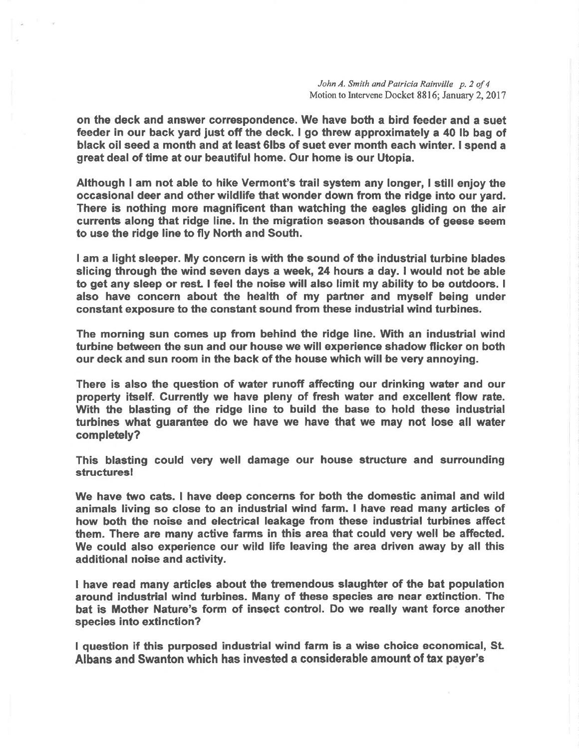**on the deck and answer correspondence. We have both a bird feeder and a suet feeder in our back yard just off the deck. I go threw approximately a 40 lb bag of black oil seed a month and at least 6lbs of suet ever month each winter. I spend a great deal of time at our beautiful home. Our home is our Utopia.**

**Although I am not able to hike Vermont's trail system any longer, I still enjoy the occasional deer and other wildlife that wonder down from the ridge into our yard. There is nothing more magnificent than watching the eagles gliding on the air currents along that ridge line. In the migration season thousands of geese seem to use the ridge line to fly North and South.**

**I am a light sleeper. My concern is with the sound of the industrial turbine blades slicing through the wind seven days a week, 24 hours a day. I would not be able to get any sleep or rest. I feel the noise will also limit my ability to be outdoors. I also have concern about the health of my partner and myself being under constant exposure to the constant sound from these industrial wind turbines.**

**The morning sun comes up from behind the ridge line. With an industrial wind turbine between the sun and our house we will experience shadow flicker on both our deck and sun room in the back of the house which will be very annoying.**

**There is also the question of water runoff affecting our drinking water and our property itself. Currently we have pleny of fresh water and excellent flow rate. With the blasting of the ridge line to build the base to hold these industrial turbines what guarantee do we have we have that we may not lose all water completely?**

**This blasting could very well damage our house structure and surrounding structures!**

**We have two cats. I have deep concerns for both the domestic animal and wild animals living so close to an industrial wind farm. I have read many articles of how both the noise and electrical leakage from these industrial turbines affect them. There are many active farms in this area that could very well be affected. We could also experience our wild life leaving the area driven away by all this additional noise and activity.**

**I have read many articles about the tremendous slaughter of the bat population around industrial wind turbines. Many of these species are near extinction. The bat is Mother Nature's form of insect control. Do we really want force another species into extinction?**

**I question if this purposed industrial wind farm is a wise choice economical, St. Albans and Swanton which has invested a considerable amount of tax payer's**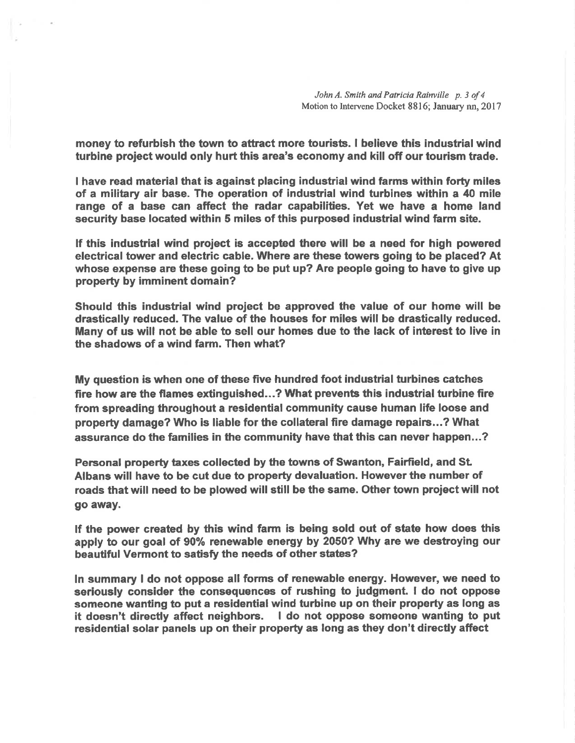money to refurbish the town to attract more tourists. I believe this industrial wind turbine project would only hurt this area's economy and kill off our tourism trade.

I have read material that is against placing industrial wind farms within forty miles of a military air base. The operation of industrial wind turbines within a 40 mile range of a base can affect the radar capabilities. Yet we have a home land security base located within 5 miles of this purposed industrial wind farm site.

If this industrial wind project is accepted there will be a need for high powered electrical tower and electric cable. Where are these towers going to be placed? At whose expense are these going to be put up? Are people going to have to give up property by imminent domain?

Should this industrial wind project be approved the value of our home will be drastically reduced. The value of the houses for miles will be drastically reduced. Many of us will not be able to sell our homes due to the lack of interest to live in the shadows of a wind farm. Then what?

My question is when one of these five hundred foot industrial turbines catches fire how are the flames extinguished...? What prevents this industrial turbine fire from spreading throughout a residential community cause human life loose and property damage? Who is liable for the collateral fire damage repairs...? What assurance do the families in the community have that this can never happen...?

Personal property taxes collected by the towns of Swanton, Fairfield, and St. Albans will have to be cut due to property devaluation. However the number of roads that will need to be plowed will still be the same. Other town project will not go away.

If the power created by this wind farm is being sold out of state how does this apply to our goal of 90% renewable energy by 2050? Why are we destroying our beautiful Vermont to satisfy the needs of other states?

In summary I do not oppose all forms of renewable energy. However, we need to seriously consider the consequences of rushing to judgment. I do not oppose someone wanting to put a residential wind turbine up on their property as long as it doesn't directly affect neighbors. I do not oppose someone wanting to put residential solar panels up on their property as long as they don't directly affect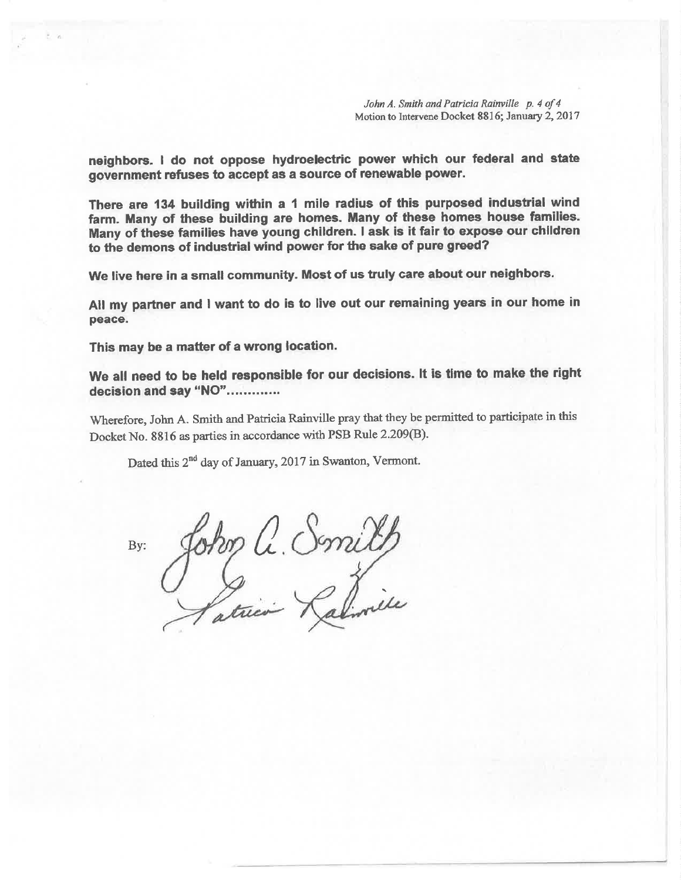**neighbors. I do not oppose hydroelectric power which our federal and state government refuses to accept as a source of renewable power.**

**There are 134 building within a 1 mile radius of this purposed industrial wind farm. Many of these building are homes. Many of these homes house families. Many of these families have young children. I ask is it fair to expose our children to the demons of industrial wind power for the sake of pure greed?**

**We live here in a small community. Most of us truly care about our neighbors.**

**All my partner and I want to do is to live out our remaining years in our home in peace.**

**This may be a matter of a wrong location.**

**We all need to be held responsible for our decisions. It is time to make the right decision and say "NO"…………**

Wherefore, John A. Smith and Patricia Rainville pray that they be permitted to participate in this Docket No. 8816 as parties in accordance with PSB Rule 2.209(B).

Dated this 2nd day of January, 2017 in Swanton, Vermont.

By: John A. Smith
Patricia Rainville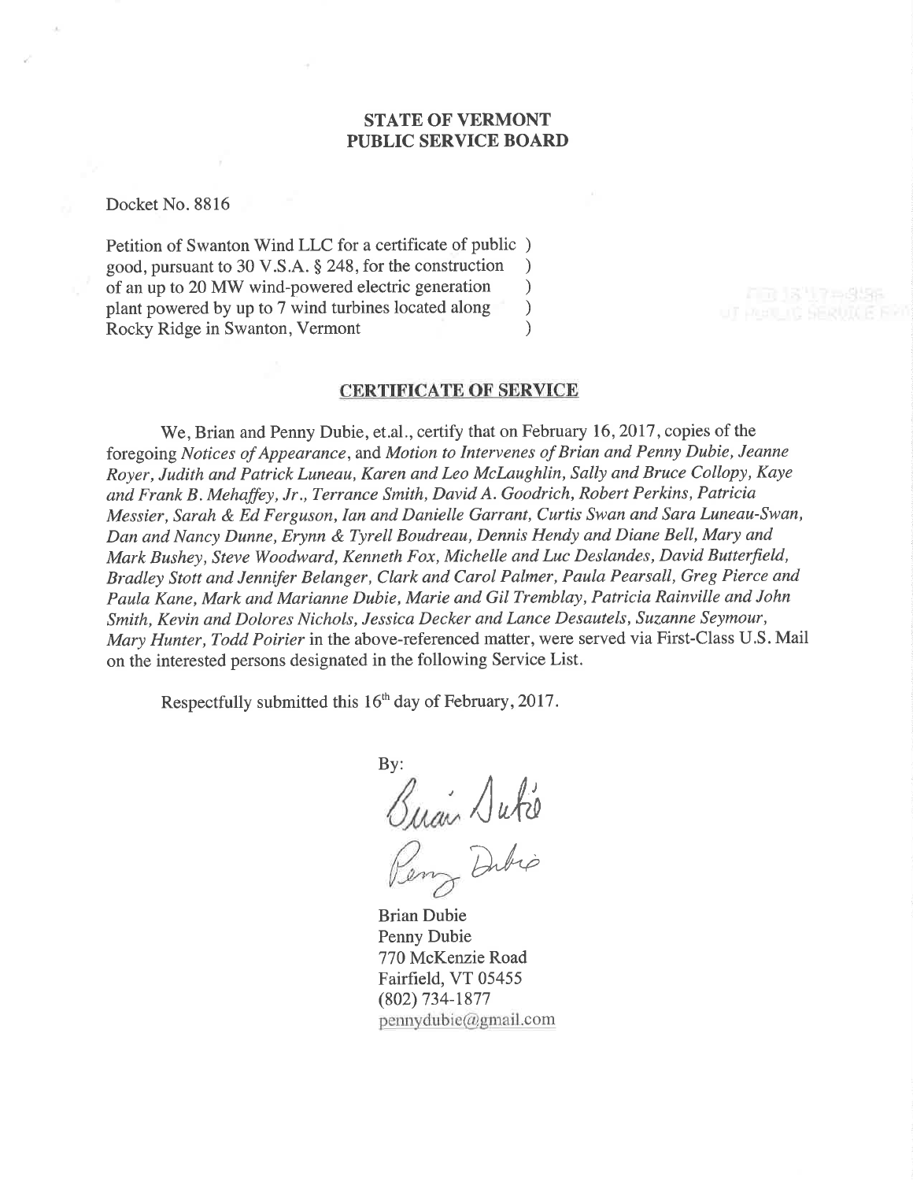**STATE OF VERMONT**
**PUBLIC SERVICE BOARD**

Docket No. 8816

Petition of Swanton Wind LLC for a certificate of public )
good, pursuant to 30 V.S.A. § 248, for the construction )
of an up to 20 MW wind-powered electric generation )
plant powered by up to 7 wind turbines located along )
Rocky Ridge in Swanton, Vermont )

**CERTIFICATE OF SERVICE**

We, Brian and Penny Dubie, et.al., certify that on February 16, 2017, copies of the foregoing *Notices of Appearance*, and *Motion to Intervenes of Brian and Penny Dubie, Jeanne Royer, Judith and Patrick Luneau, Karen and Leo McLaughlin, Sally and Bruce Collopy, Kaye and Frank B. Mehaffey, Jr., Terrance Smith, David A. Goodrich, Robert Perkins, Patricia Messier, Sarah & Ed Ferguson, Ian and Danielle Garrant, Curtis Swan and Sara Luneau-Swan, Dan and Nancy Dunne, Erynn & Tyrell Boudreau, Dennis Hendy and Diane Bell, Mary and Mark Bushey, Steve Woodward, Kenneth Fox, Michelle and Luc Deslandes, David Butterfield, Bradley Stott and Jennifer Belanger, Clark and Carol Palmer, Paula Pearsall, Greg Pierce and Paula Kane, Mark and Marianne Dubie, Marie and Gil Tremblay, Patricia Rainville and John Smith, Kevin and Dolores Nichols, Jessica Decker and Lance Desautels, Suzanne Seymour, Mary Hunter, Todd Poirier* in the above-referenced matter, were served via First-Class U.S. Mail on the interested persons designated in the following Service List.

Respectfully submitted this 16[th] day of February, 2017.

By:

Brian Dubie
Penny Dubie
770 McKenzie Road
Fairfield, VT 05455
(802) 734-1877
pennydubie@gmail.com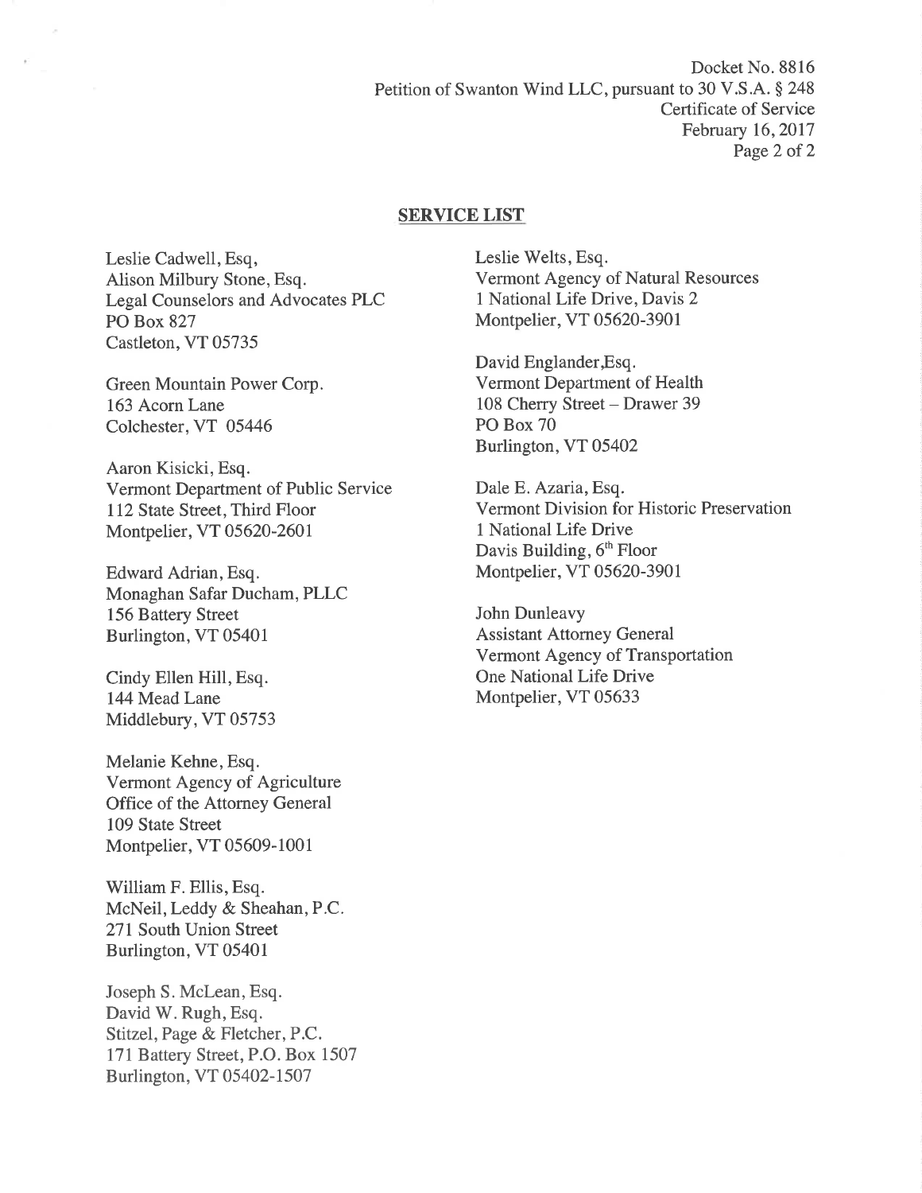## SERVICE LIST

Leslie Cadwell, Esq,
Alison Milbury Stone, Esq.
Legal Counselors and Advocates PLC
PO Box 827
Castleton, VT 05735

Green Mountain Power Corp.
163 Acorn Lane
Colchester, VT 05446

Aaron Kisicki, Esq.
Vermont Department of Public Service
112 State Street, Third Floor
Montpelier, VT 05620-2601

Edward Adrian, Esq.
Monaghan Safar Ducham, PLLC
156 Battery Street
Burlington, VT 05401

Cindy Ellen Hill, Esq.
144 Mead Lane
Middlebury, VT 05753

Melanie Kehne, Esq.
Vermont Agency of Agriculture
Office of the Attorney General
109 State Street
Montpelier, VT 05609-1001

William F. Ellis, Esq.
McNeil, Leddy & Sheahan, P.C.
271 South Union Street
Burlington, VT 05401

Joseph S. McLean, Esq.
David W. Rugh, Esq.
Stitzel, Page & Fletcher, P.C.
171 Battery Street, P.O. Box 1507
Burlington, VT 05402-1507

Leslie Welts, Esq.
Vermont Agency of Natural Resources
1 National Life Drive, Davis 2
Montpelier, VT 05620-3901

David Englander,Esq.
Vermont Department of Health
108 Cherry Street – Drawer 39
PO Box 70
Burlington, VT 05402

Dale E. Azaria, Esq.
Vermont Division for Historic Preservation
1 National Life Drive
Davis Building, 6th Floor
Montpelier, VT 05620-3901

John Dunleavy
Assistant Attorney General
Vermont Agency of Transportation
One National Life Drive
Montpelier, VT 05633